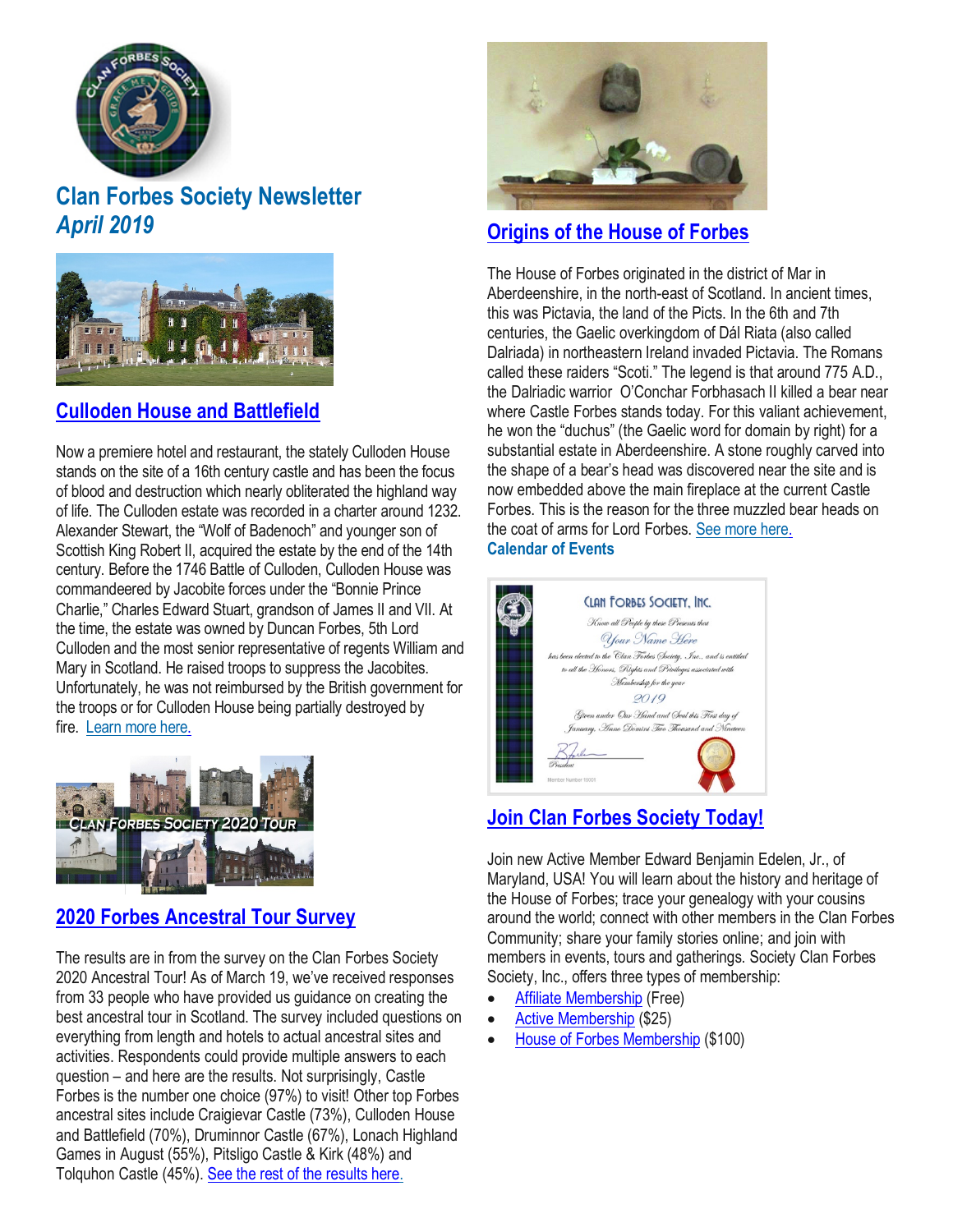# Clan Forbes Society Newsletter

*April 2019*

## Culloden House and Battlefield

Now a premiere hotel and restaurant, the stately Culloden House stands on the site of a 16th century castle and has been the focus of blood and destruction which nearly obliterated the highland way of life. The Culloden estate was recorded in a charter around 1232. Alexander Stewart, the "Wolf of Badenoch" and younger son of Scottish King Robert II, acquired the estate by the end of the 14th century. Before the 1746 Battle of Culloden, Culloden House was commandeered by Jacobite forces under the "Bonnie Prince Charlie," Charles Edward Stuart, grandson of James II and VII. At the time, the estate was owned by Duncan Forbes, 5th Lord Culloden and the most senior representative of regents William and Mary in Scotland. He raised troops to suppress the Jacobites. Unfortunately, he was not reimbursed by the British government for the troops or for Culloden House being partially destroyed by fire. Learn more here.

## 2020 Forbes Ancestral Tour Survey

The results are in from the survey on the Clan Forbes Society 2020 Ancestral Tour! As of March 19, we've received responses from 33 people who have provided us guidance on creating the best ancestral tour in Scotland. The survey included questions on everything from length and hotels to actual ancestral sites and activities. Respondents could provide multiple answers to each question – and here are the results. Not surprisingly, Castle Forbes is the number one choice (97%) to visit! Other top Forbes ancestral sites include Craigievar Castle (73%), Culloden House and Battlefield (70%), Druminnor Castle (67%), Lonach Highland Games in August (55%), Pitsligo Castle & Kirk (48%) and Tolquhon Castle (45%). See the rest of the results here.

## Origins of the House of Forbes

The House of Forbes originated in the district of Mar in Aberdeenshire, in the north-east of Scotland. In ancient times, this was Pictavia, the land of the Picts. In the 6th and 7th centuries, the Gaelic overkingdom of Dál Riata (also called Dalriada) in northeastern Ireland invaded Pictavia. The Romans called these raiders "Scoti." The legend is that around 775 A.D., the Dalriadic warrior O'Conchar Forbhasach II killed a bear near where Castle Forbes stands today. For this valiant achievement, he won the "duchus" (the Gaelic word for domain by right) for a substantial estate in Aberdeenshire. A stone roughly carved into the shape of a bear's head was discovered near the site and is now embedded above the main fireplace at the current Castle Forbes. This is the reason for the three muzzled bear heads on the coat of arms for Lord Forbes. See more here.

**Calendar of Events**

## Join Clan Forbes Society Today!

Join new Active Member Edward Benjamin Edelen, Jr., of Maryland, USA! You will learn about the history and heritage of the House of Forbes; trace your genealogy with your cousins around the world; connect with other members in the Clan Forbes Community; share your family stories online; and join with members in events, tours and gatherings. Society Clan Forbes Society, Inc., offers three types of membership:

- Affiliate Membership (Free)
- Active Membership ($25)
- House of Forbes Membership ($100)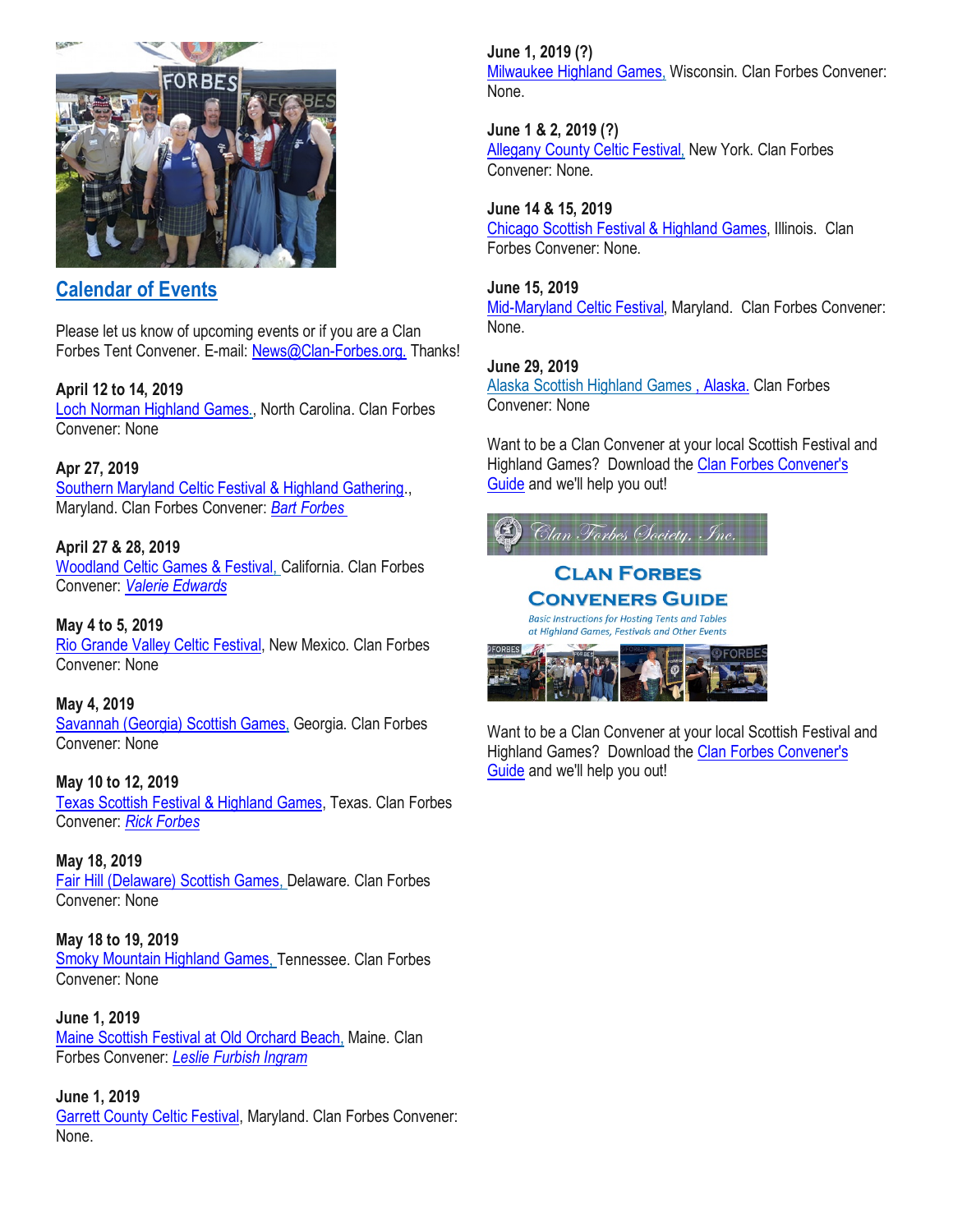## Calendar of Events

Please let us know of upcoming events or if you are a Clan Forbes Tent Convener. E-mail: News@Clan-Forbes.org. Thanks!

**April 12 to 14, 2019**
Loch Norman Highland Games., North Carolina. Clan Forbes Convener: None

**Apr 27, 2019**
Southern Maryland Celtic Festival & Highland Gathering., Maryland. Clan Forbes Convener: *Bart Forbes*

**April 27 & 28, 2019**
Woodland Celtic Games & Festival, California. Clan Forbes Convener: *Valerie Edwards*

**May 4 to 5, 2019**
Rio Grande Valley Celtic Festival, New Mexico. Clan Forbes Convener: None

**May 4, 2019**
Savannah (Georgia) Scottish Games, Georgia. Clan Forbes Convener: None

**May 10 to 12, 2019**
Texas Scottish Festival & Highland Games, Texas. Clan Forbes Convener: *Rick Forbes*

**May 18, 2019**
Fair Hill (Delaware) Scottish Games, Delaware. Clan Forbes Convener: None

**May 18 to 19, 2019**
Smoky Mountain Highland Games, Tennessee. Clan Forbes Convener: None

**June 1, 2019**
Maine Scottish Festival at Old Orchard Beach, Maine. Clan Forbes Convener: *Leslie Furbish Ingram*

**June 1, 2019**
Garrett County Celtic Festival, Maryland. Clan Forbes Convener: None.

**June 1, 2019 (?)**
Milwaukee Highland Games, Wisconsin. Clan Forbes Convener: None.

**June 1 & 2, 2019 (?)**
Allegany County Celtic Festival, New York. Clan Forbes Convener: None.

**June 14 & 15, 2019**
Chicago Scottish Festival & Highland Games, Illinois. Clan Forbes Convener: None.

**June 15, 2019**
Mid-Maryland Celtic Festival, Maryland. Clan Forbes Convener: None.

**June 29, 2019**
Alaska Scottish Highland Games , Alaska. Clan Forbes Convener: None

Want to be a Clan Convener at your local Scottish Festival and Highland Games? Download the Clan Forbes Convener's Guide and we'll help you out!

Clan Forbes Society, Inc.

CLAN FORBES CONVENERS GUIDE

Basic Instructions for Hosting Tents and Tables at Highland Games, Festivals and Other Events

Want to be a Clan Convener at your local Scottish Festival and Highland Games? Download the Clan Forbes Convener's Guide and we'll help you out!